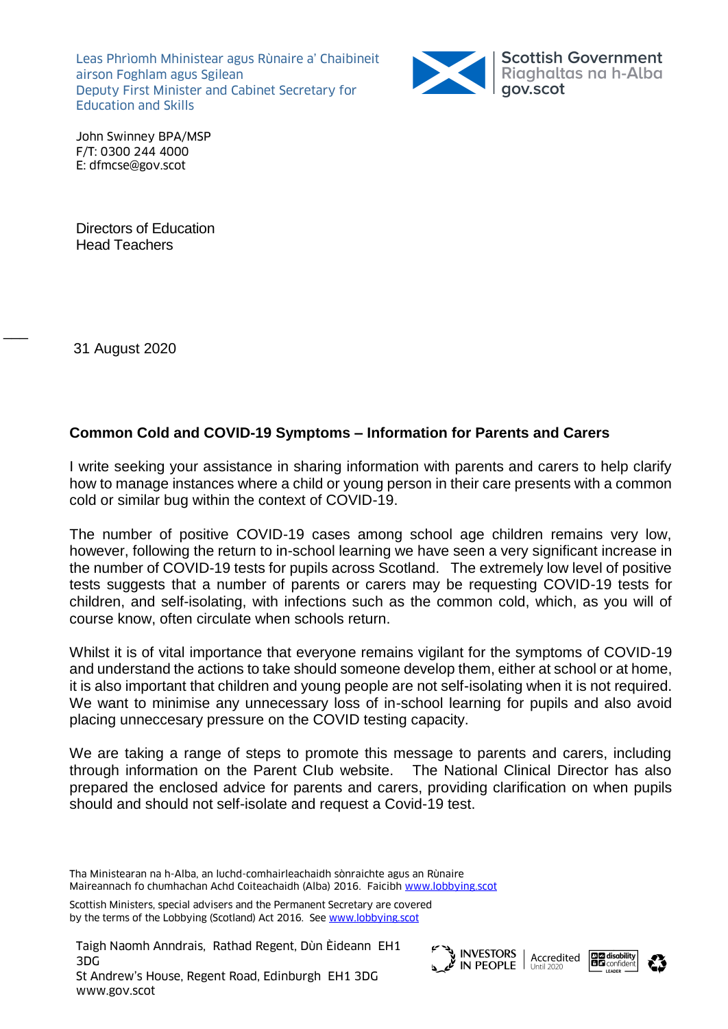Leas Phrìomh Mhinistear agus Rùnaire a' Chaibineit airson Foghlam agus Sgilean
Deputy First Minister and Cabinet Secretary for Education and Skills

Scottish Government
Riaghaltas na h-Alba
gov.scot

John Swinney BPA/MSP
F/T: 0300 244 4000
E: dfmcse@gov.scot

Directors of Education
Head Teachers

31 August 2020

**Common Cold and COVID-19 Symptoms – Information for Parents and Carers**

I write seeking your assistance in sharing information with parents and carers to help clarify how to manage instances where a child or young person in their care presents with a common cold or similar bug within the context of COVID-19.

The number of positive COVID-19 cases among school age children remains very low, however, following the return to in-school learning we have seen a very significant increase in the number of COVID-19 tests for pupils across Scotland. The extremely low level of positive tests suggests that a number of parents or carers may be requesting COVID-19 tests for children, and self-isolating, with infections such as the common cold, which, as you will of course know, often circulate when schools return.

Whilst it is of vital importance that everyone remains vigilant for the symptoms of COVID-19 and understand the actions to take should someone develop them, either at school or at home, it is also important that children and young people are not self-isolating when it is not required. We want to minimise any unnecessary loss of in-school learning for pupils and also avoid placing unneccesary pressure on the COVID testing capacity.

We are taking a range of steps to promote this message to parents and carers, including through information on the Parent Club website. The National Clinical Director has also prepared the enclosed advice for parents and carers, providing clarification on when pupils should and should not self-isolate and request a Covid-19 test.

Tha Ministearan na h-Alba, an luchd-comhairleachaidh sònraichte agus an Rùnaire Maireannach fo chumhachan Achd Coiteachaidh (Alba) 2016. Faicibh www.lobbying.scot

Scottish Ministers, special advisers and the Permanent Secretary are covered by the terms of the Lobbying (Scotland) Act 2016. See www.lobbying.scot

Taigh Naomh Anndrais, Rathad Regent, Dùn Èideann EH1 3DG
St Andrew's House, Regent Road, Edinburgh EH1 3DG
www.gov.scot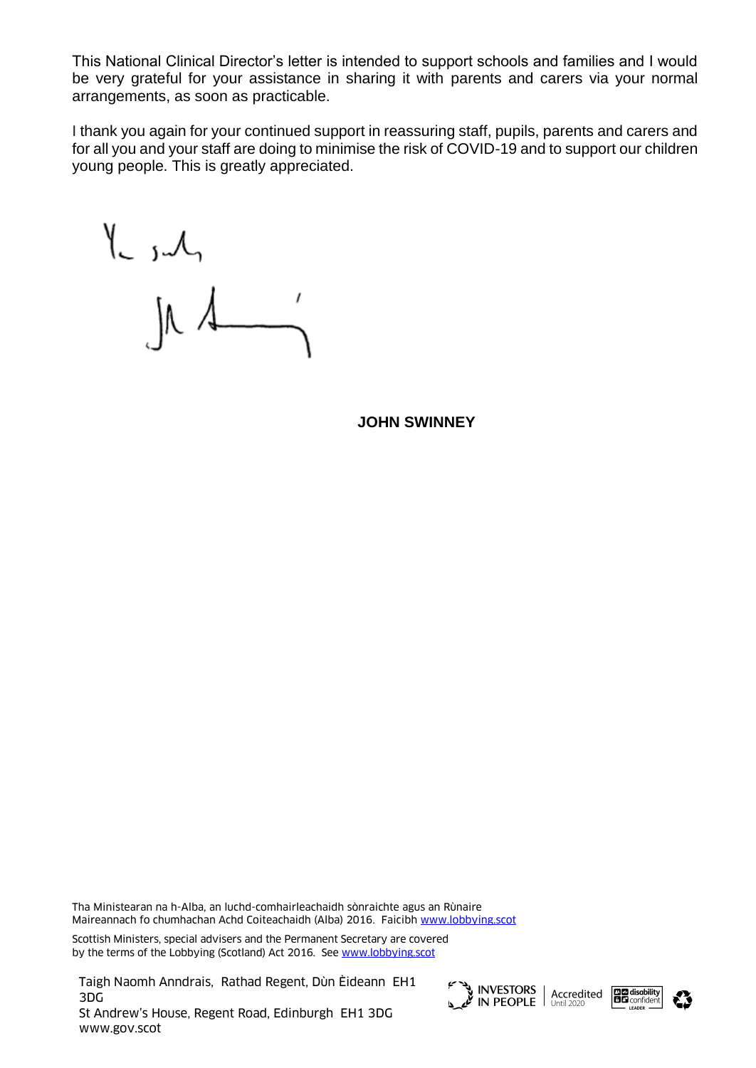This National Clinical Director's letter is intended to support schools and families and I would be very grateful for your assistance in sharing it with parents and carers via your normal arrangements, as soon as practicable.

I thank you again for your continued support in reassuring staff, pupils, parents and carers and for all you and your staff are doing to minimise the risk of COVID-19 and to support our children young people. This is greatly appreciated.

Yours sincerely

**JOHN SWINNEY**

Tha Ministearan na h-Alba, an luchd-comhairleachaidh sònraichte agus an Rùnaire Maireannach fo chumhachan Achd Coiteachaidh (Alba) 2016. Faicibh www.lobbying.scot

Scottish Ministers, special advisers and the Permanent Secretary are covered by the terms of the Lobbying (Scotland) Act 2016. See www.lobbying.scot

Taigh Naomh Anndrais, Rathad Regent, Dùn Èideann EH1 3DG
St Andrew's House, Regent Road, Edinburgh EH1 3DG
www.gov.scot

INVESTORS IN PEOPLE | Accredited Until 2020

disability confident LEADER